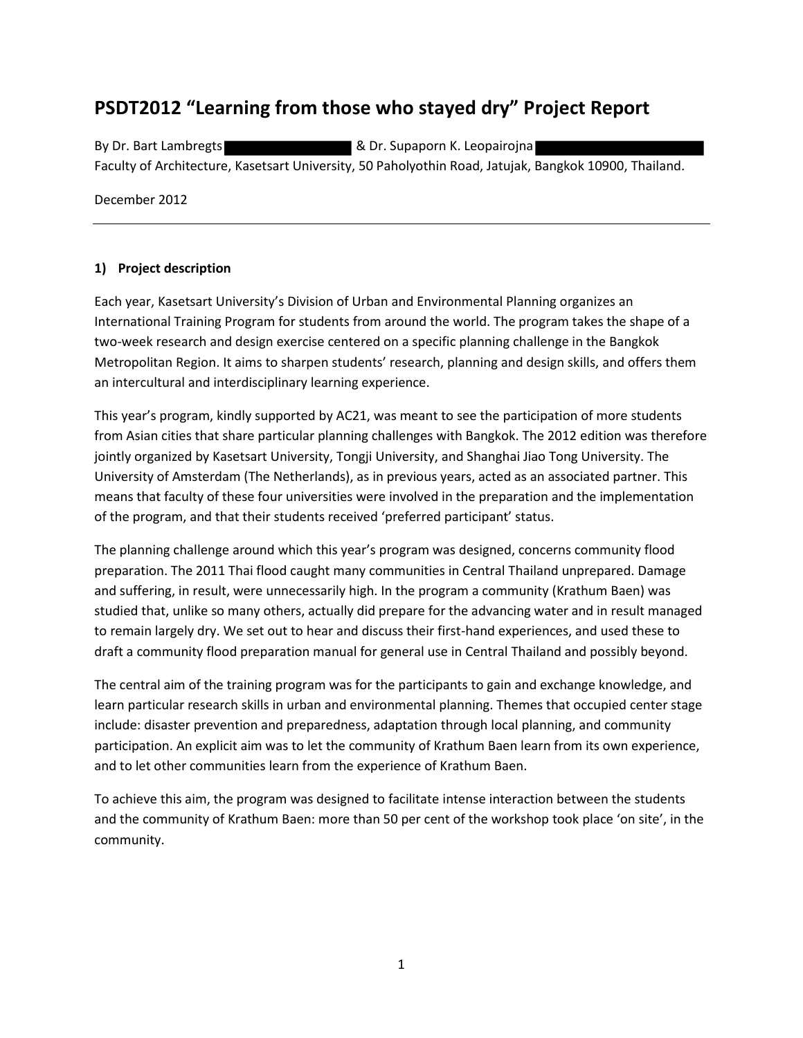# PSDT2012 "Learning from those who stayed dry" Project Report

By Dr. Bart Lambregts & Dr. Supaporn K. Leopairojna
Faculty of Architecture, Kasetsart University, 50 Paholyothin Road, Jatujak, Bangkok 10900, Thailand.

December 2012

---

## 1) Project description

Each year, Kasetsart University's Division of Urban and Environmental Planning organizes an International Training Program for students from around the world. The program takes the shape of a two-week research and design exercise centered on a specific planning challenge in the Bangkok Metropolitan Region. It aims to sharpen students' research, planning and design skills, and offers them an intercultural and interdisciplinary learning experience.

This year's program, kindly supported by AC21, was meant to see the participation of more students from Asian cities that share particular planning challenges with Bangkok. The 2012 edition was therefore jointly organized by Kasetsart University, Tongji University, and Shanghai Jiao Tong University. The University of Amsterdam (The Netherlands), as in previous years, acted as an associated partner. This means that faculty of these four universities were involved in the preparation and the implementation of the program, and that their students received 'preferred participant' status.

The planning challenge around which this year's program was designed, concerns community flood preparation. The 2011 Thai flood caught many communities in Central Thailand unprepared. Damage and suffering, in result, were unnecessarily high. In the program a community (Krathum Baen) was studied that, unlike so many others, actually did prepare for the advancing water and in result managed to remain largely dry. We set out to hear and discuss their first-hand experiences, and used these to draft a community flood preparation manual for general use in Central Thailand and possibly beyond.

The central aim of the training program was for the participants to gain and exchange knowledge, and learn particular research skills in urban and environmental planning. Themes that occupied center stage include: disaster prevention and preparedness, adaptation through local planning, and community participation. An explicit aim was to let the community of Krathum Baen learn from its own experience, and to let other communities learn from the experience of Krathum Baen.

To achieve this aim, the program was designed to facilitate intense interaction between the students and the community of Krathum Baen: more than 50 per cent of the workshop took place 'on site', in the community.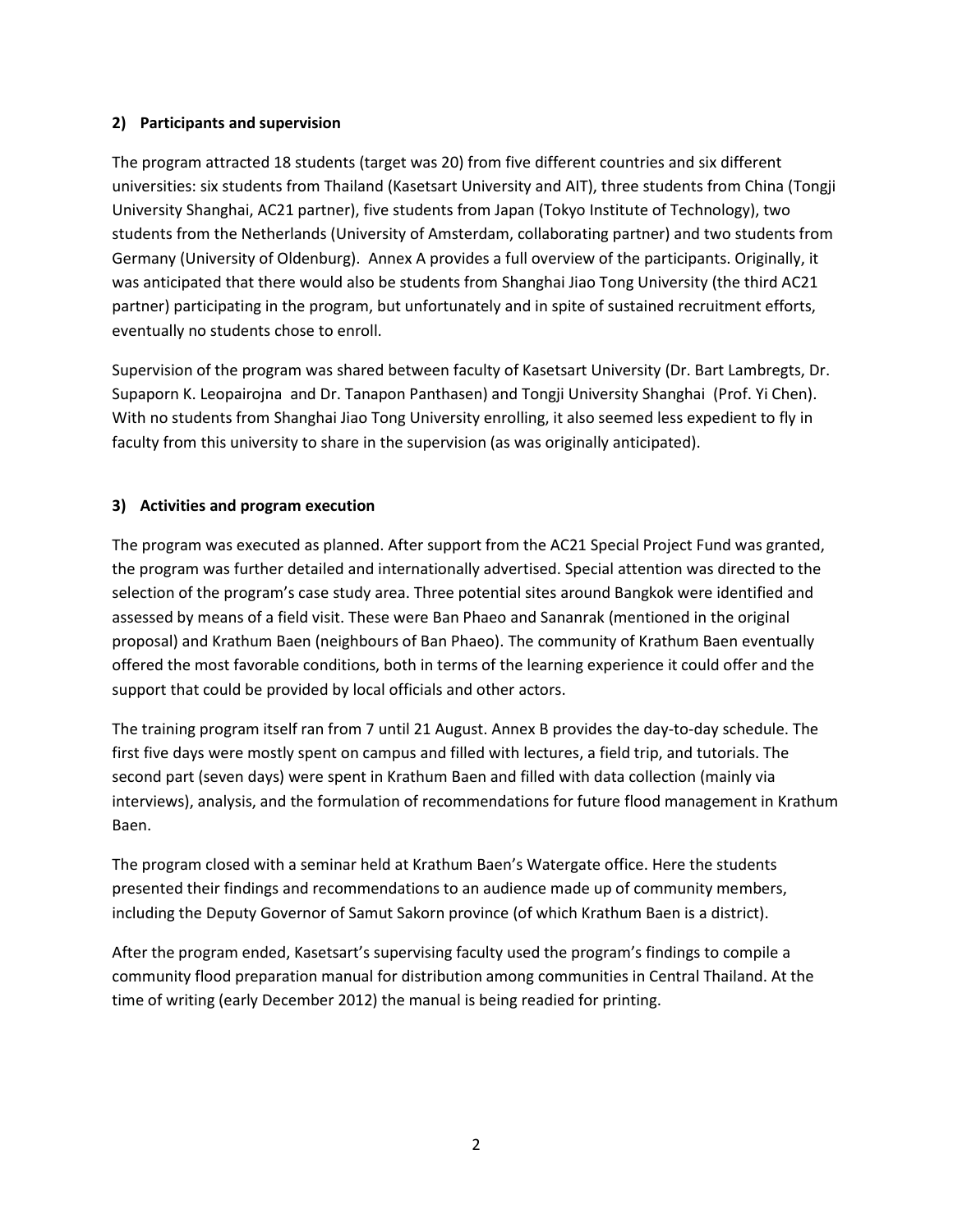### 2) Participants and supervision

The program attracted 18 students (target was 20) from five different countries and six different universities: six students from Thailand (Kasetsart University and AIT), three students from China (Tongji University Shanghai, AC21 partner), five students from Japan (Tokyo Institute of Technology), two students from the Netherlands (University of Amsterdam, collaborating partner) and two students from Germany (University of Oldenburg). Annex A provides a full overview of the participants. Originally, it was anticipated that there would also be students from Shanghai Jiao Tong University (the third AC21 partner) participating in the program, but unfortunately and in spite of sustained recruitment efforts, eventually no students chose to enroll.

Supervision of the program was shared between faculty of Kasetsart University (Dr. Bart Lambregts, Dr. Supaporn K. Leopairojna and Dr. Tanapon Panthasen) and Tongji University Shanghai (Prof. Yi Chen). With no students from Shanghai Jiao Tong University enrolling, it also seemed less expedient to fly in faculty from this university to share in the supervision (as was originally anticipated).

### 3) Activities and program execution

The program was executed as planned. After support from the AC21 Special Project Fund was granted, the program was further detailed and internationally advertised. Special attention was directed to the selection of the program's case study area. Three potential sites around Bangkok were identified and assessed by means of a field visit. These were Ban Phaeo and Sananrak (mentioned in the original proposal) and Krathum Baen (neighbours of Ban Phaeo). The community of Krathum Baen eventually offered the most favorable conditions, both in terms of the learning experience it could offer and the support that could be provided by local officials and other actors.

The training program itself ran from 7 until 21 August. Annex B provides the day-to-day schedule. The first five days were mostly spent on campus and filled with lectures, a field trip, and tutorials. The second part (seven days) were spent in Krathum Baen and filled with data collection (mainly via interviews), analysis, and the formulation of recommendations for future flood management in Krathum Baen.

The program closed with a seminar held at Krathum Baen's Watergate office. Here the students presented their findings and recommendations to an audience made up of community members, including the Deputy Governor of Samut Sakorn province (of which Krathum Baen is a district).

After the program ended, Kasetsart's supervising faculty used the program's findings to compile a community flood preparation manual for distribution among communities in Central Thailand. At the time of writing (early December 2012) the manual is being readied for printing.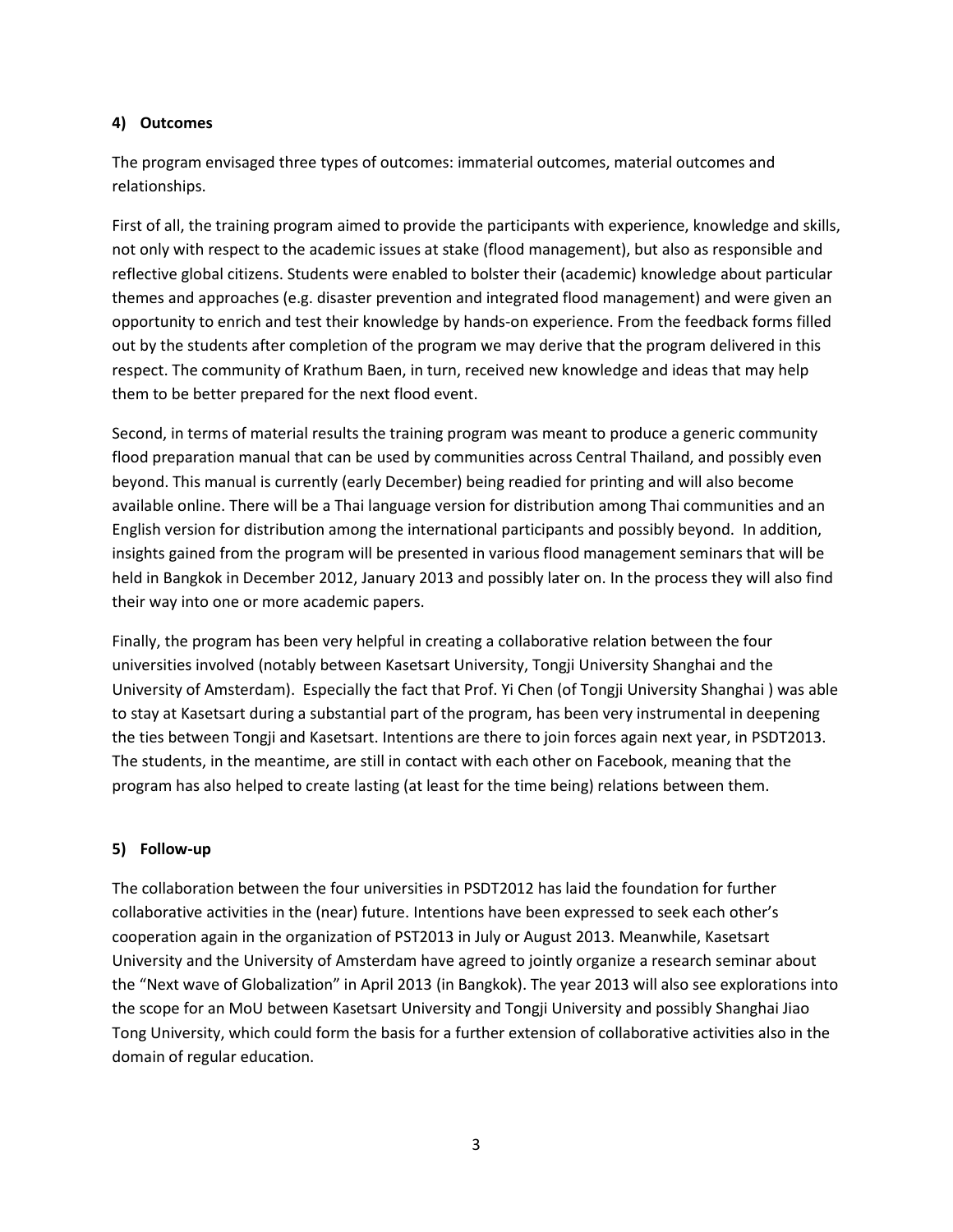## 4) Outcomes

The program envisaged three types of outcomes: immaterial outcomes, material outcomes and relationships.

First of all, the training program aimed to provide the participants with experience, knowledge and skills, not only with respect to the academic issues at stake (flood management), but also as responsible and reflective global citizens. Students were enabled to bolster their (academic) knowledge about particular themes and approaches (e.g. disaster prevention and integrated flood management) and were given an opportunity to enrich and test their knowledge by hands-on experience. From the feedback forms filled out by the students after completion of the program we may derive that the program delivered in this respect. The community of Krathum Baen, in turn, received new knowledge and ideas that may help them to be better prepared for the next flood event.

Second, in terms of material results the training program was meant to produce a generic community flood preparation manual that can be used by communities across Central Thailand, and possibly even beyond. This manual is currently (early December) being readied for printing and will also become available online. There will be a Thai language version for distribution among Thai communities and an English version for distribution among the international participants and possibly beyond. In addition, insights gained from the program will be presented in various flood management seminars that will be held in Bangkok in December 2012, January 2013 and possibly later on. In the process they will also find their way into one or more academic papers.

Finally, the program has been very helpful in creating a collaborative relation between the four universities involved (notably between Kasetsart University, Tongji University Shanghai and the University of Amsterdam). Especially the fact that Prof. Yi Chen (of Tongji University Shanghai ) was able to stay at Kasetsart during a substantial part of the program, has been very instrumental in deepening the ties between Tongji and Kasetsart. Intentions are there to join forces again next year, in PSDT2013. The students, in the meantime, are still in contact with each other on Facebook, meaning that the program has also helped to create lasting (at least for the time being) relations between them.

## 5) Follow-up

The collaboration between the four universities in PSDT2012 has laid the foundation for further collaborative activities in the (near) future. Intentions have been expressed to seek each other's cooperation again in the organization of PST2013 in July or August 2013. Meanwhile, Kasetsart University and the University of Amsterdam have agreed to jointly organize a research seminar about the "Next wave of Globalization" in April 2013 (in Bangkok). The year 2013 will also see explorations into the scope for an MoU between Kasetsart University and Tongji University and possibly Shanghai Jiao Tong University, which could form the basis for a further extension of collaborative activities also in the domain of regular education.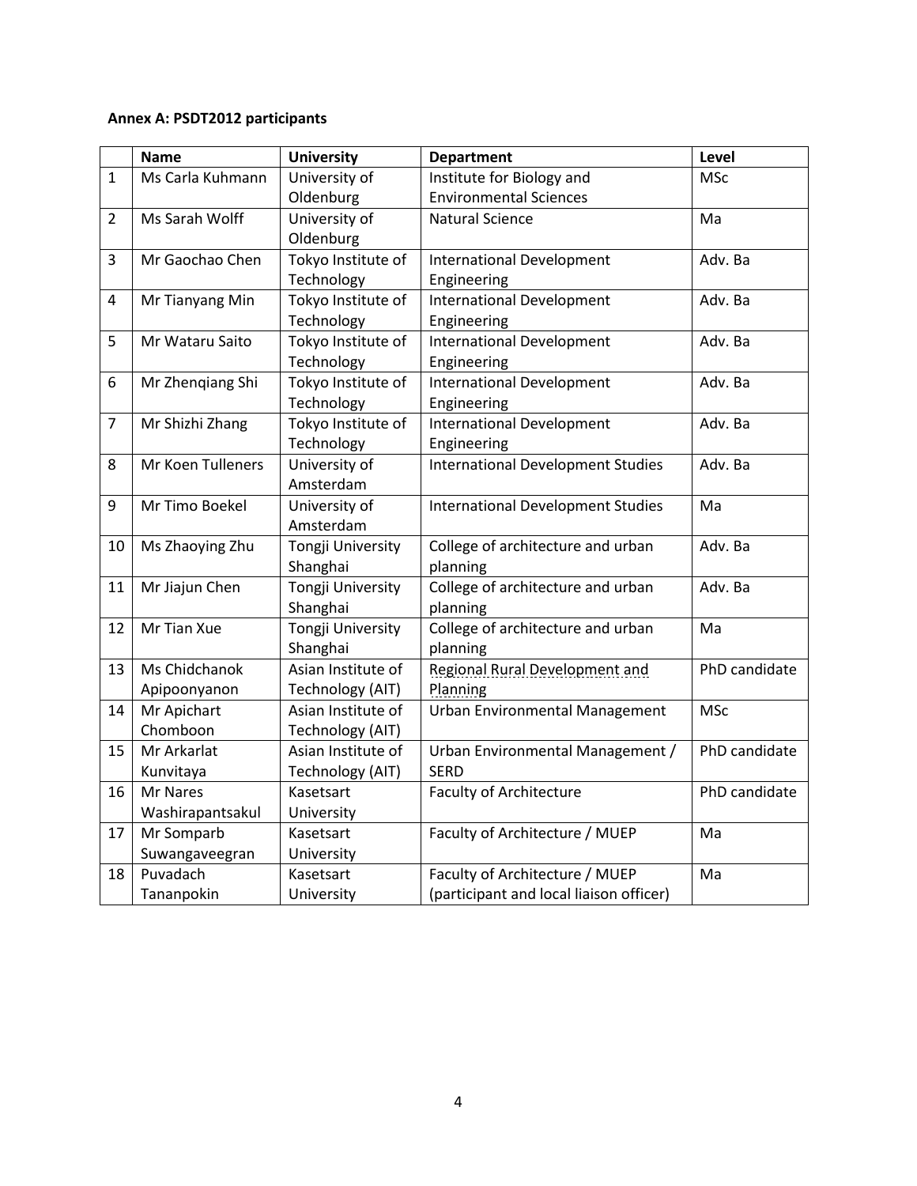**Annex A: PSDT2012 participants**

| | Name | University | Department | Level |
|---|---|---|---|---|
| 1 | Ms Carla Kuhmann | University of Oldenburg | Institute for Biology and Environmental Sciences | MSc |
| 2 | Ms Sarah Wolff | University of Oldenburg | Natural Science | Ma |
| 3 | Mr Gaochao Chen | Tokyo Institute of Technology | International Development Engineering | Adv. Ba |
| 4 | Mr Tianyang Min | Tokyo Institute of Technology | International Development Engineering | Adv. Ba |
| 5 | Mr Wataru Saito | Tokyo Institute of Technology | International Development Engineering | Adv. Ba |
| 6 | Mr Zhenqiang Shi | Tokyo Institute of Technology | International Development Engineering | Adv. Ba |
| 7 | Mr Shizhi Zhang | Tokyo Institute of Technology | International Development Engineering | Adv. Ba |
| 8 | Mr Koen Tulleners | University of Amsterdam | International Development Studies | Adv. Ba |
| 9 | Mr Timo Boekel | University of Amsterdam | International Development Studies | Ma |
| 10 | Ms Zhaoying Zhu | Tongji University Shanghai | College of architecture and urban planning | Adv. Ba |
| 11 | Mr Jiajun Chen | Tongji University Shanghai | College of architecture and urban planning | Adv. Ba |
| 12 | Mr Tian Xue | Tongji University Shanghai | College of architecture and urban planning | Ma |
| 13 | Ms Chidchanok Apipoonyanon | Asian Institute of Technology (AIT) | Regional Rural Development and Planning | PhD candidate |
| 14 | Mr Apichart Chomboon | Asian Institute of Technology (AIT) | Urban Environmental Management | MSc |
| 15 | Mr Arkarlat Kunvitaya | Asian Institute of Technology (AIT) | Urban Environmental Management / SERD | PhD candidate |
| 16 | Mr Nares Washirapantsakul | Kasetsart University | Faculty of Architecture | PhD candidate |
| 17 | Mr Somparb Suwangaveegran | Kasetsart University | Faculty of Architecture / MUEP | Ma |
| 18 | Puvadach Tananpokin | Kasetsart University | Faculty of Architecture / MUEP (participant and local liaison officer) | Ma |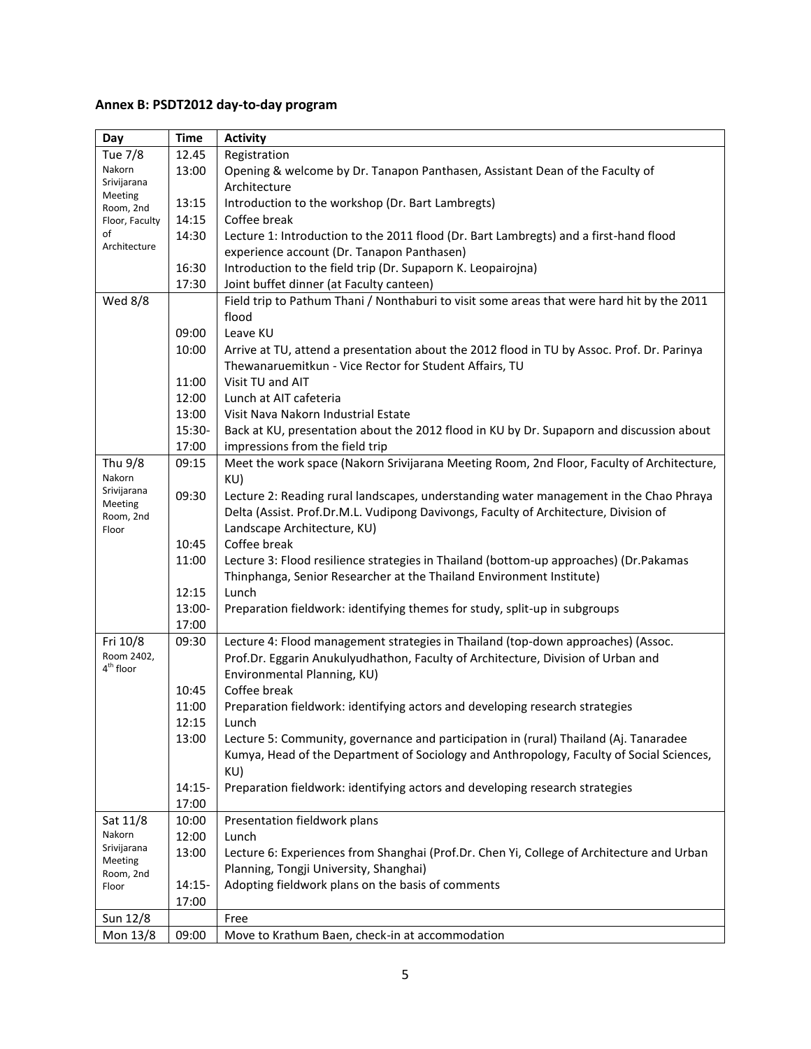## Annex B: PSDT2012 day-to-day program

| Day | Time | Activity |
|---|---|---|
| Tue 7/8 Nakorn Srivijarana Meeting Room, 2nd Floor, Faculty of Architecture | 12.45 | Registration |
| | 13:00 | Opening & welcome by Dr. Tanapon Panthasen, Assistant Dean of the Faculty of Architecture |
| | 13:15 | Introduction to the workshop (Dr. Bart Lambregts) |
| | 14:15 | Coffee break |
| | 14:30 | Lecture 1: Introduction to the 2011 flood (Dr. Bart Lambregts) and a first-hand flood experience account (Dr. Tanapon Panthasen) |
| | 16:30 | Introduction to the field trip (Dr. Supaporn K. Leopairojna) |
| | 17:30 | Joint buffet dinner (at Faculty canteen) |
| Wed 8/8 | | Field trip to Pathum Thani / Nonthaburi to visit some areas that were hard hit by the 2011 flood |
| | 09:00 | Leave KU |
| | 10:00 | Arrive at TU, attend a presentation about the 2012 flood in TU by Assoc. Prof. Dr. Parinya Thewanaruemitkun - Vice Rector for Student Affairs, TU |
| | 11:00 | Visit TU and AIT |
| | 12:00 | Lunch at AIT cafeteria |
| | 13:00 | Visit Nava Nakorn Industrial Estate |
| | 15:30-17:00 | Back at KU, presentation about the 2012 flood in KU by Dr. Supaporn and discussion about impressions from the field trip |
| Thu 9/8 Nakorn Srivijarana Meeting Room, 2nd Floor | 09:15 | Meet the work space (Nakorn Srivijarana Meeting Room, 2nd Floor, Faculty of Architecture, KU) |
| | 09:30 | Lecture 2: Reading rural landscapes, understanding water management in the Chao Phraya Delta (Assist. Prof.Dr.M.L. Vudipong Davivongs, Faculty of Architecture, Division of Landscape Architecture, KU) |
| | 10:45 | Coffee break |
| | 11:00 | Lecture 3: Flood resilience strategies in Thailand (bottom-up approaches) (Dr.Pakamas Thinphanga, Senior Researcher at the Thailand Environment Institute) |
| | 12:15 | Lunch |
| | 13:00-17:00 | Preparation fieldwork: identifying themes for study, split-up in subgroups |
| Fri 10/8 Room 2402, 4th floor | 09:30 | Lecture 4: Flood management strategies in Thailand (top-down approaches) (Assoc. Prof.Dr. Eggarin Anukulyudhathon, Faculty of Architecture, Division of Urban and Environmental Planning, KU) |
| | 10:45 | Coffee break |
| | 11:00 | Preparation fieldwork: identifying actors and developing research strategies |
| | 12:15 | Lunch |
| | 13:00 | Lecture 5: Community, governance and participation in (rural) Thailand (Aj. Tanaradee Kumya, Head of the Department of Sociology and Anthropology, Faculty of Social Sciences, KU) |
| | 14:15-17:00 | Preparation fieldwork: identifying actors and developing research strategies |
| Sat 11/8 Nakorn Srivijarana Meeting Room, 2nd Floor | 10:00 | Presentation fieldwork plans |
| | 12:00 | Lunch |
| | 13:00 | Lecture 6: Experiences from Shanghai (Prof.Dr. Chen Yi, College of Architecture and Urban Planning, Tongji University, Shanghai) |
| | 14:15-17:00 | Adopting fieldwork plans on the basis of comments |
| Sun 12/8 | | Free |
| Mon 13/8 | 09:00 | Move to Krathum Baen, check-in at accommodation |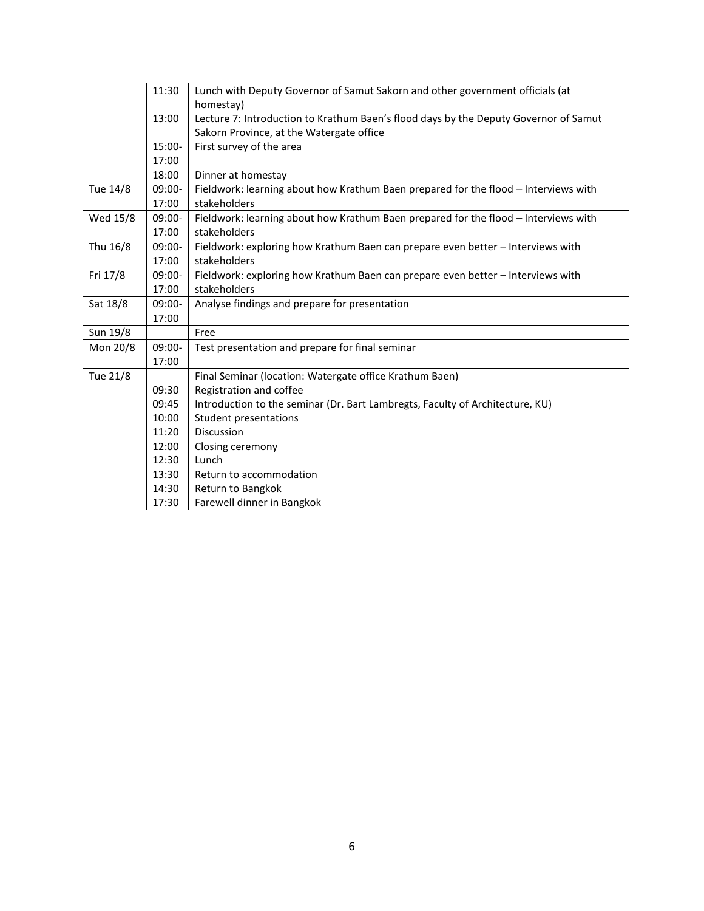| | | |
|---|---|---|
| | 11:30 | Lunch with Deputy Governor of Samut Sakorn and other government officials (at homestay) |
| | 13:00 | Lecture 7: Introduction to Krathum Baen's flood days by the Deputy Governor of Samut Sakorn Province, at the Watergate office |
| | 15:00-17:00 | First survey of the area |
| | 18:00 | Dinner at homestay |
| Tue 14/8 | 09:00-17:00 | Fieldwork: learning about how Krathum Baen prepared for the flood – Interviews with stakeholders |
| Wed 15/8 | 09:00-17:00 | Fieldwork: learning about how Krathum Baen prepared for the flood – Interviews with stakeholders |
| Thu 16/8 | 09:00-17:00 | Fieldwork: exploring how Krathum Baen can prepare even better – Interviews with stakeholders |
| Fri 17/8 | 09:00-17:00 | Fieldwork: exploring how Krathum Baen can prepare even better – Interviews with stakeholders |
| Sat 18/8 | 09:00-17:00 | Analyse findings and prepare for presentation |
| Sun 19/8 | | Free |
| Mon 20/8 | 09:00-17:00 | Test presentation and prepare for final seminar |
| Tue 21/8 | | Final Seminar (location: Watergate office Krathum Baen) |
| | 09:30 | Registration and coffee |
| | 09:45 | Introduction to the seminar (Dr. Bart Lambregts, Faculty of Architecture, KU) |
| | 10:00 | Student presentations |
| | 11:20 | Discussion |
| | 12:00 | Closing ceremony |
| | 12:30 | Lunch |
| | 13:30 | Return to accommodation |
| | 14:30 | Return to Bangkok |
| | 17:30 | Farewell dinner in Bangkok |